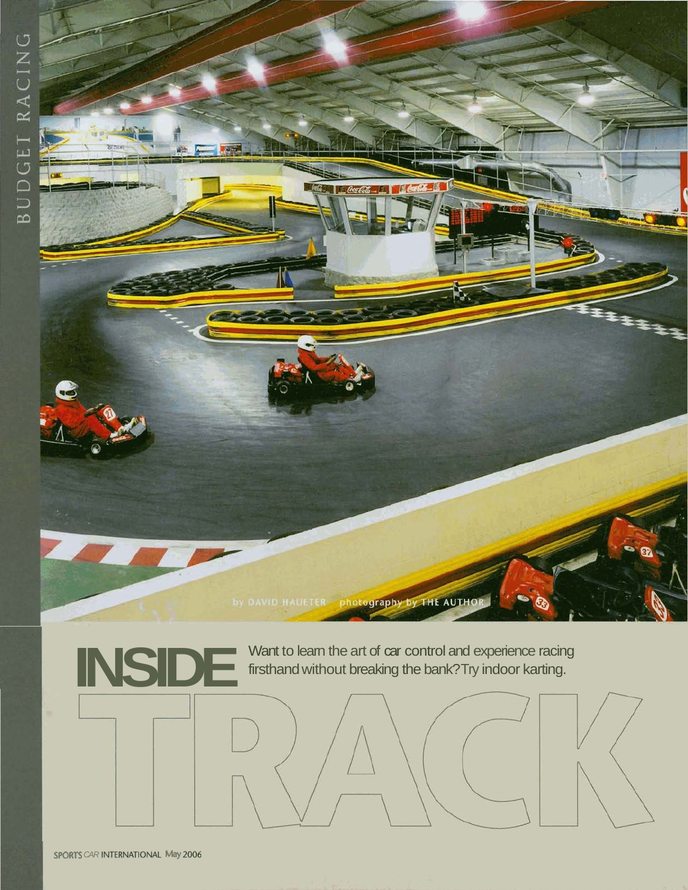# INSIDE TRACK

Want to learn the art of car control and experience racing firsthand without breaking the bank? Try indoor karting.

by DAVID HAUETER photography by THE AUTHOR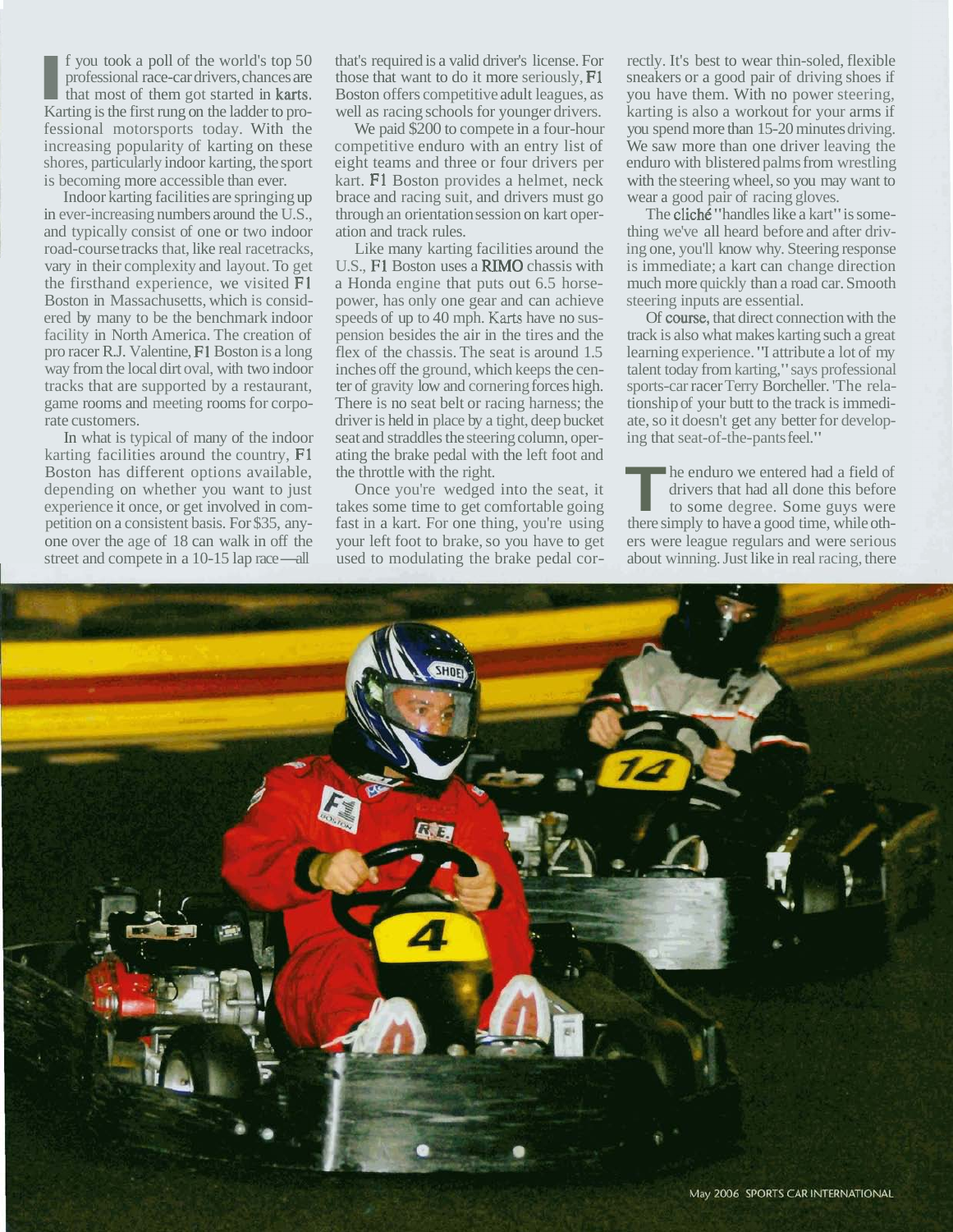If you took a poll of the world's top 50 professional race-car drivers, chances are that most of them got started in karts. Karting is the first rung on the ladder to professional motorsports today. With the increasing popularity of karting on these shores, particularly indoor karting, the sport is becoming more accessible than ever.

Indoor karting facilities are springing up in ever-increasing numbers around the U.S., and typically consist of one or two indoor road-course tracks that, like real racetracks, vary in their complexity and layout. To get the firsthand experience, we visited F1 Boston in Massachusetts, which is considered by many to be the benchmark indoor facility in North America. The creation of pro racer R.J. Valentine, F1 Boston is a long way from the local dirt oval, with two indoor tracks that are supported by a restaurant, game rooms and meeting rooms for corporate customers.

In what is typical of many of the indoor karting facilities around the country, F1 Boston has different options available, depending on whether you want to just experience it once, or get involved in competition on a consistent basis. For $35, anyone over the age of 18 can walk in off the street and compete in a 10-15 lap race—all that's required is a valid driver's license. For those that want to do it more seriously, F1 Boston offers competitive adult leagues, as well as racing schools for younger drivers.

We paid $200 to compete in a four-hour competitive enduro with an entry list of eight teams and three or four drivers per kart. F1 Boston provides a helmet, neck brace and racing suit, and drivers must go through an orientation session on kart operation and track rules.

Like many karting facilities around the U.S., F1 Boston uses a RIMO chassis with a Honda engine that puts out 6.5 horsepower, has only one gear and can achieve speeds of up to 40 mph. Karts have no suspension besides the air in the tires and the flex of the chassis. The seat is around 1.5 inches off the ground, which keeps the center of gravity low and cornering forces high. There is no seat belt or racing harness; the driver is held in place by a tight, deep bucket seat and straddles the steering column, operating the brake pedal with the left foot and the throttle with the right.

Once you're wedged into the seat, it takes some time to get comfortable going fast in a kart. For one thing, you're using your left foot to brake, so you have to get used to modulating the brake pedal correctly. It's best to wear thin-soled, flexible sneakers or a good pair of driving shoes if you have them. With no power steering, karting is also a workout for your arms if you spend more than 15-20 minutes driving. We saw more than one driver leaving the enduro with blistered palms from wrestling with the steering wheel, so you may want to wear a good pair of racing gloves.

The cliché "handles like a kart" is something we've all heard before and after driving one, you'll know why. Steering response is immediate; a kart can change direction much more quickly than a road car. Smooth steering inputs are essential.

Of course, that direct connection with the track is also what makes karting such a great learning experience. "I attribute a lot of my talent today from karting," says professional sports-car racer Terry Borcheller. 'The relationship of your butt to the track is immediate, so it doesn't get any better for developing that seat-of-the-pants feel."

The enduro we entered had a field of drivers that had all done this before to some degree. Some guys were there simply to have a good time, while others were league regulars and were serious about winning. Just like in real racing, there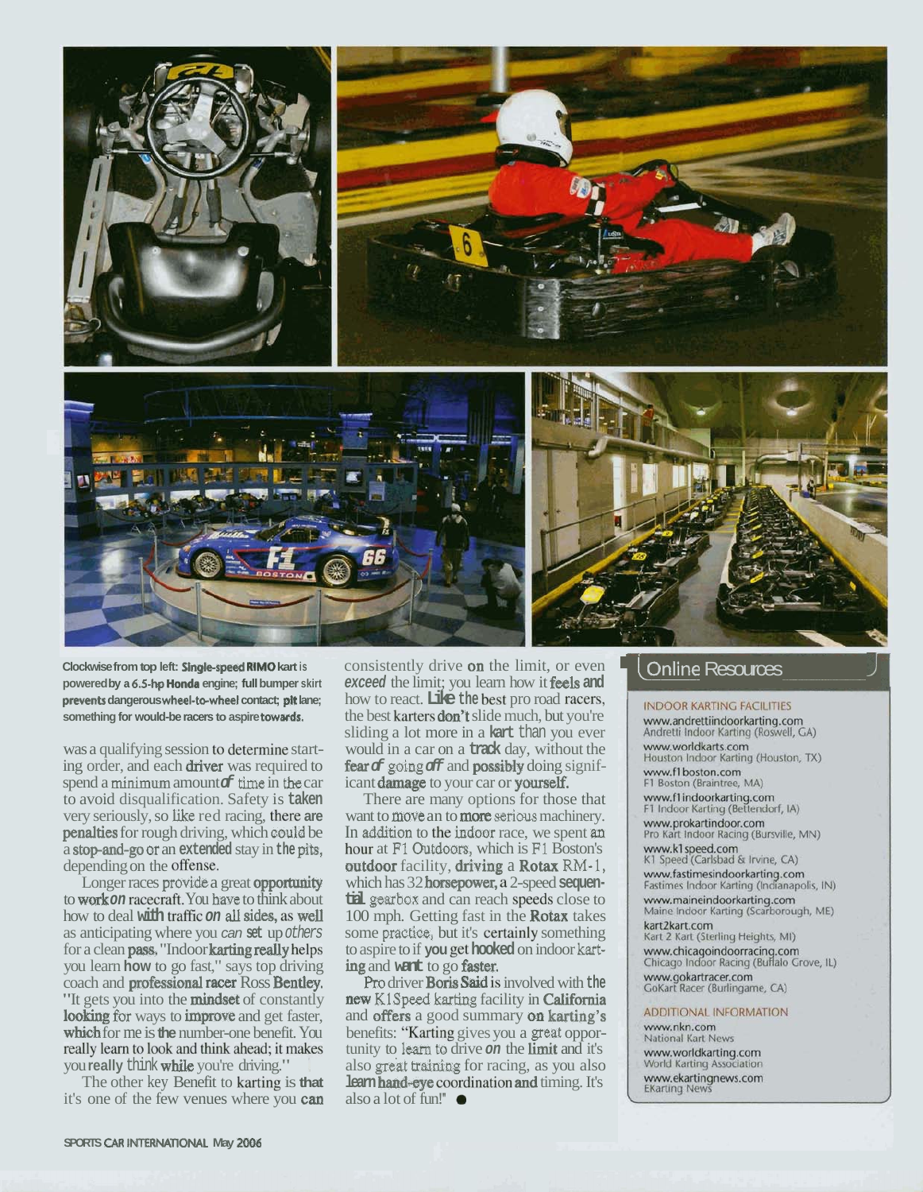Clockwise from top left: Single-speed RIMO kart is powered by a 6.5-hp Honda engine; full bumper skirt prevents dangerous wheel-to-wheel contact; pit lane; something for would-be racers to aspire towards.

was a qualifying session to determine starting order, and each driver was required to spend a minimum amount of time in the car to avoid disqualification. Safety is taken very seriously, so like red racing, there are penalties for rough driving, which could be a stop-and-go or an extended stay in the pits, depending on the offense.

Longer races provide a great opportunity to work on racecraft. You have to think about how to deal with traffic *on* all sides, as well as anticipating where you *can* set up *others* for a clean pass. "Indoor karting really helps you learn how to go fast," says top driving coach and professional racer Ross Bentley. "It gets you into the mindset of constantly looking for ways to improve and get faster, which for me is the number-one benefit. You really learn to look and think ahead; it makes you really think while you're driving."

The other key Benefit to karting is that it's one of the few venues where you can consistently drive on the limit, or even *exceed* the limit; you learn how it feels and how to react. Like the best pro road racers, the best karters don't slide much, but you're sliding a lot more in a kart than you ever would in a car on a track day, without the fear of going off and possibly doing significant damage to your car or yourself.

There are many options for those that want to move on to more serious machinery. In addition to the indoor race, we spent an hour at F1 Outdoors, which is F1 Boston's outdoor facility, driving a Rotax RM-1, which has 32 horsepower, a 2-speed sequential gearbox and can reach speeds close to 100 mph. Getting fast in the Rotax takes some practice, but it's certainly something to aspire to if you get hooked on indoor karting and want to go faster.

Pro driver Boris Said is involved with the new K1Speed karting facility in California and offers a good summary on karting's benefits: "Karting gives you a great opportunity to learn to drive *on* the limit and it's also great training for racing, as you also learn hand-eye coordination and timing. It's also a lot of fun!" ●

## Online Resources

**INDOOR KARTING FACILITIES**

www.andrettiindoorkarting.com
Andretti Indoor Karting (Roswell, GA)

www.worldkarts.com
Houston Indoor Karting (Houston, TX)

www.f1boston.com
F1 Boston (Braintree, MA)

www.f1indoorkarting.com
F1 Indoor Karting (Bettendorf, IA)

www.prokartindoor.com
Pro Kart Indoor Racing (Bursville, MN)

www.k1speed.com
K1 Speed (Carlsbad & Irvine, CA)

www.fastimesindoorkarting.com
Fastimes Indoor Karting (Indianapolis, IN)

www.maineindoorkarting.com
Maine Indoor Karting (Scarborough, ME)

kart2kart.com
Kart 2 Kart (Sterling Heights, MI)

www.chicagoindoorracing.com
Chicago Indoor Racing (Buffalo Grove, IL)

www.gokartracer.com
GoKart Racer (Burlingame, CA)

**ADDITIONAL INFORMATION**

www.nkn.com
National Kart News

www.worldkarting.com
World Karting Association

www.ekartingnews.com
EKarting News